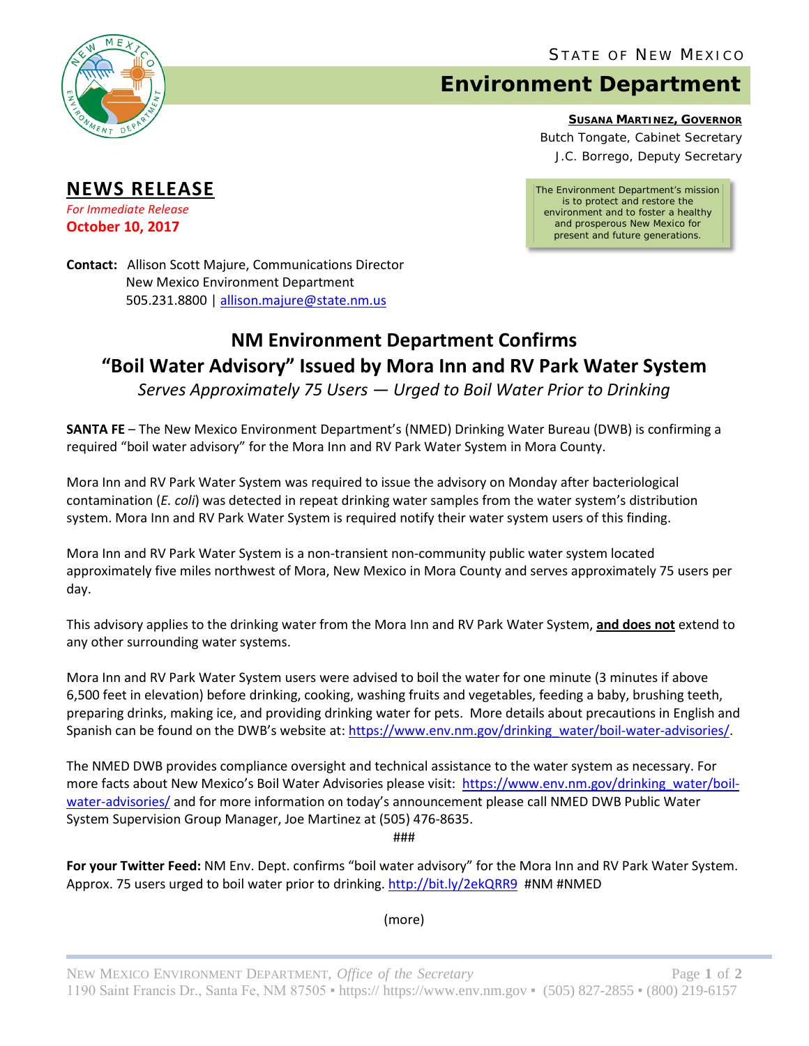STATE OF NEW MEXICO

# Environment Department

**SUSANA MARTINEZ, GOVERNOR**
Butch Tongate, Cabinet Secretary
J.C. Borrego, Deputy Secretary

The Environment Department's mission is to protect and restore the environment and to foster a healthy and prosperous New Mexico for present and future generations.

## NEWS RELEASE

*For Immediate Release*
**October 10, 2017**

**Contact:** Allison Scott Majure, Communications Director
New Mexico Environment Department
505.231.8800 | allison.majure@state.nm.us

## NM Environment Department Confirms "Boil Water Advisory" Issued by Mora Inn and RV Park Water System

*Serves Approximately 75 Users — Urged to Boil Water Prior to Drinking*

**SANTA FE** – The New Mexico Environment Department's (NMED) Drinking Water Bureau (DWB) is confirming a required "boil water advisory" for the Mora Inn and RV Park Water System in Mora County.

Mora Inn and RV Park Water System was required to issue the advisory on Monday after bacteriological contamination (*E. coli*) was detected in repeat drinking water samples from the water system's distribution system. Mora Inn and RV Park Water System is required notify their water system users of this finding.

Mora Inn and RV Park Water System is a non-transient non-community public water system located approximately five miles northwest of Mora, New Mexico in Mora County and serves approximately 75 users per day.

This advisory applies to the drinking water from the Mora Inn and RV Park Water System, **and does not** extend to any other surrounding water systems.

Mora Inn and RV Park Water System users were advised to boil the water for one minute (3 minutes if above 6,500 feet in elevation) before drinking, cooking, washing fruits and vegetables, feeding a baby, brushing teeth, preparing drinks, making ice, and providing drinking water for pets. More details about precautions in English and Spanish can be found on the DWB's website at: https://www.env.nm.gov/drinking_water/boil-water-advisories/.

The NMED DWB provides compliance oversight and technical assistance to the water system as necessary. For more facts about New Mexico's Boil Water Advisories please visit: https://www.env.nm.gov/drinking_water/boil-water-advisories/ and for more information on today's announcement please call NMED DWB Public Water System Supervision Group Manager, Joe Martinez at (505) 476-8635.

###

**For your Twitter Feed:** NM Env. Dept. confirms "boil water advisory" for the Mora Inn and RV Park Water System. Approx. 75 users urged to boil water prior to drinking. http://bit.ly/2ekQRR9 #NM #NMED

(more)

NEW MEXICO ENVIRONMENT DEPARTMENT, *Office of the Secretary*
1190 Saint Francis Dr., Santa Fe, NM 87505 ▪ https:// https://www.env.nm.gov ▪ (505) 827-2855 ▪ (800) 219-6157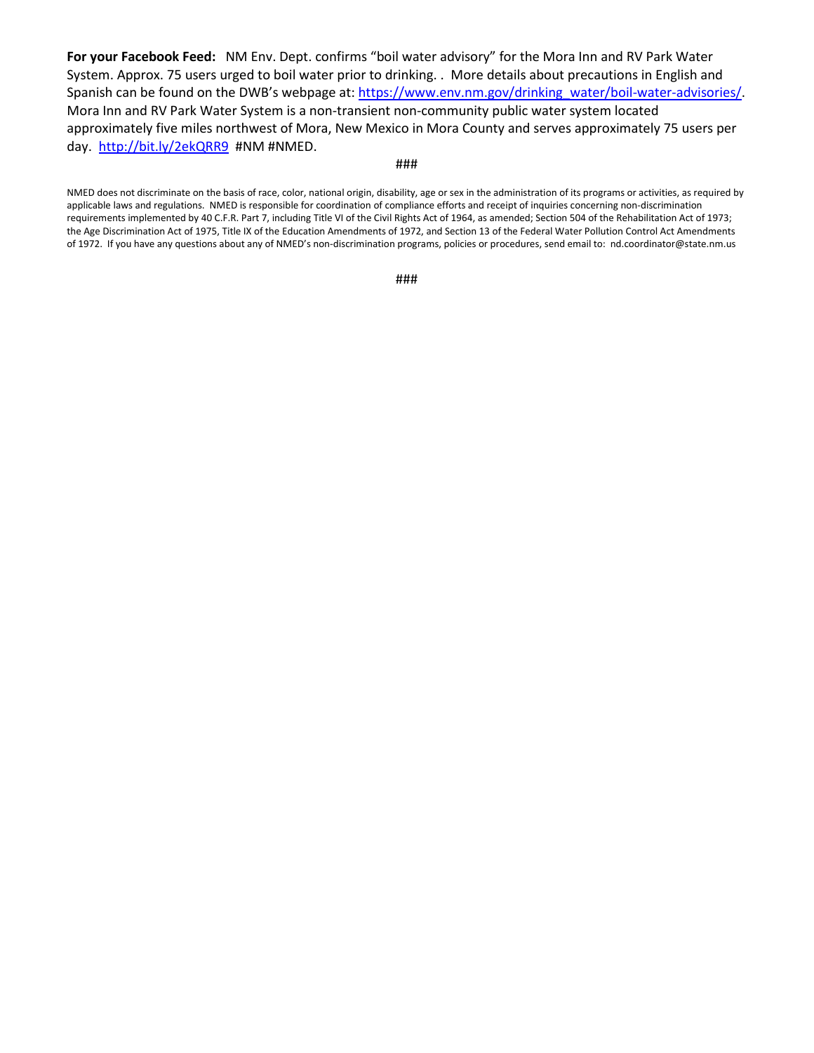**For your Facebook Feed:** NM Env. Dept. confirms "boil water advisory" for the Mora Inn and RV Park Water System. Approx. 75 users urged to boil water prior to drinking. . More details about precautions in English and Spanish can be found on the DWB's webpage at: https://www.env.nm.gov/drinking_water/boil-water-advisories/. Mora Inn and RV Park Water System is a non-transient non-community public water system located approximately five miles northwest of Mora, New Mexico in Mora County and serves approximately 75 users per day. http://bit.ly/2ekQRR9 #NM #NMED.

###

NMED does not discriminate on the basis of race, color, national origin, disability, age or sex in the administration of its programs or activities, as required by applicable laws and regulations. NMED is responsible for coordination of compliance efforts and receipt of inquiries concerning non-discrimination requirements implemented by 40 C.F.R. Part 7, including Title VI of the Civil Rights Act of 1964, as amended; Section 504 of the Rehabilitation Act of 1973; the Age Discrimination Act of 1975, Title IX of the Education Amendments of 1972, and Section 13 of the Federal Water Pollution Control Act Amendments of 1972. If you have any questions about any of NMED's non-discrimination programs, policies or procedures, send email to: nd.coordinator@state.nm.us

###